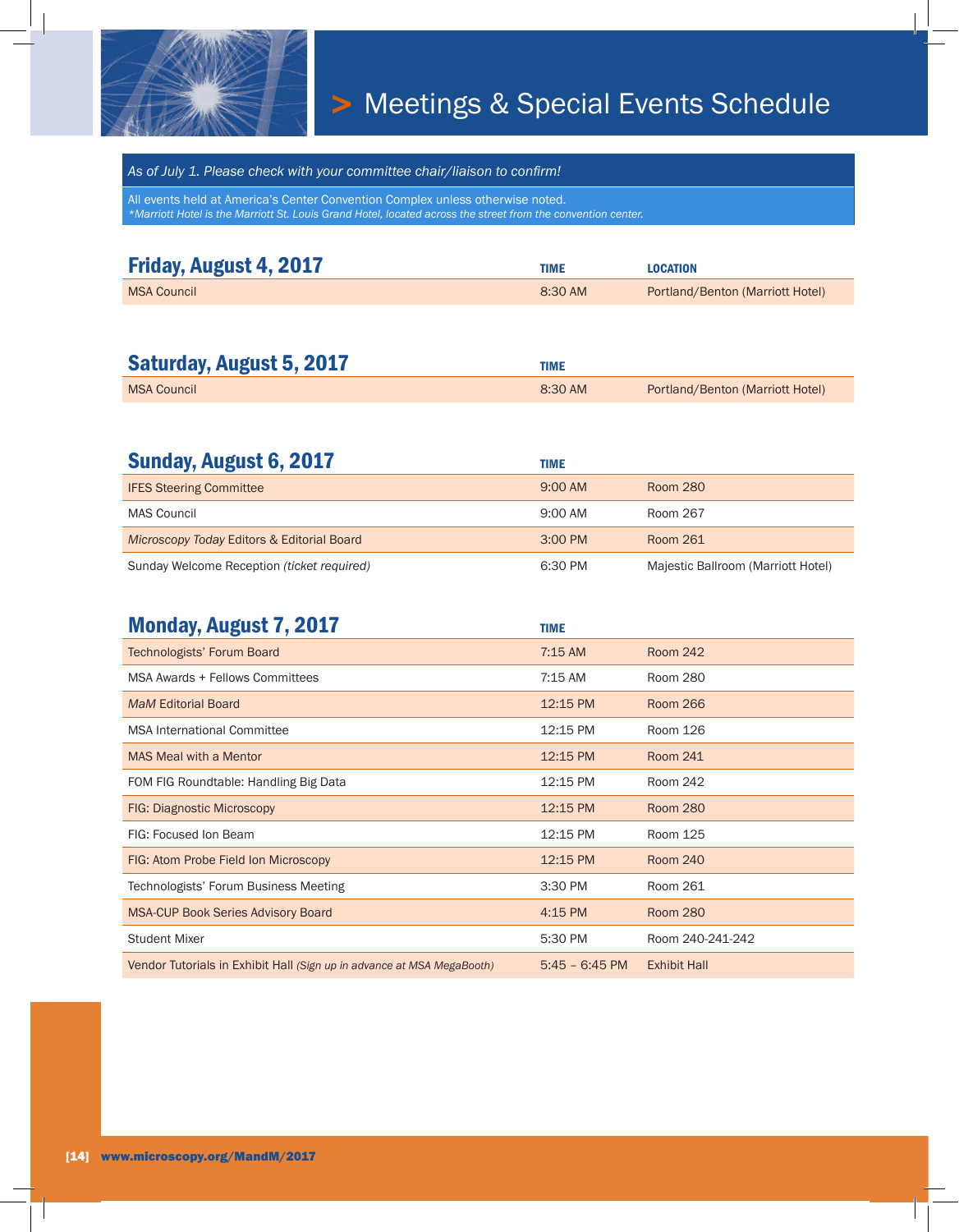# Meetings & Special Events Schedule

*As of July 1. Please check with your committee chair/liaison to confirm!*

All events held at America's Center Convention Complex unless otherwise noted.
*\*Marriott Hotel is the Marriott St. Louis Grand Hotel, located across the street from the convention center.*

## Friday, August 4, 2017

| | TIME | LOCATION |
|---|---|---|
| MSA Council | 8:30 AM | Portland/Benton (Marriott Hotel) |

## Saturday, August 5, 2017

| | TIME | |
|---|---|---|
| MSA Council | 8:30 AM | Portland/Benton (Marriott Hotel) |

## Sunday, August 6, 2017

| | TIME | |
|---|---|---|
| IFES Steering Committee | 9:00 AM | Room 280 |
| MAS Council | 9:00 AM | Room 267 |
| *Microscopy Today* Editors & Editorial Board | 3:00 PM | Room 261 |
| Sunday Welcome Reception *(ticket required)* | 6:30 PM | Majestic Ballroom (Marriott Hotel) |

## Monday, August 7, 2017

| | TIME | |
|---|---|---|
| Technologists' Forum Board | 7:15 AM | Room 242 |
| MSA Awards + Fellows Committees | 7:15 AM | Room 280 |
| *MaM* Editorial Board | 12:15 PM | Room 266 |
| MSA International Committee | 12:15 PM | Room 126 |
| MAS Meal with a Mentor | 12:15 PM | Room 241 |
| FOM FIG Roundtable: Handling Big Data | 12:15 PM | Room 242 |
| FIG: Diagnostic Microscopy | 12:15 PM | Room 280 |
| FIG: Focused Ion Beam | 12:15 PM | Room 125 |
| FIG: Atom Probe Field Ion Microscopy | 12:15 PM | Room 240 |
| Technologists' Forum Business Meeting | 3:30 PM | Room 261 |
| MSA-CUP Book Series Advisory Board | 4:15 PM | Room 280 |
| Student Mixer | 5:30 PM | Room 240-241-242 |
| Vendor Tutorials in Exhibit Hall *(Sign up in advance at MSA MegaBooth)* | 5:45 – 6:45 PM | Exhibit Hall |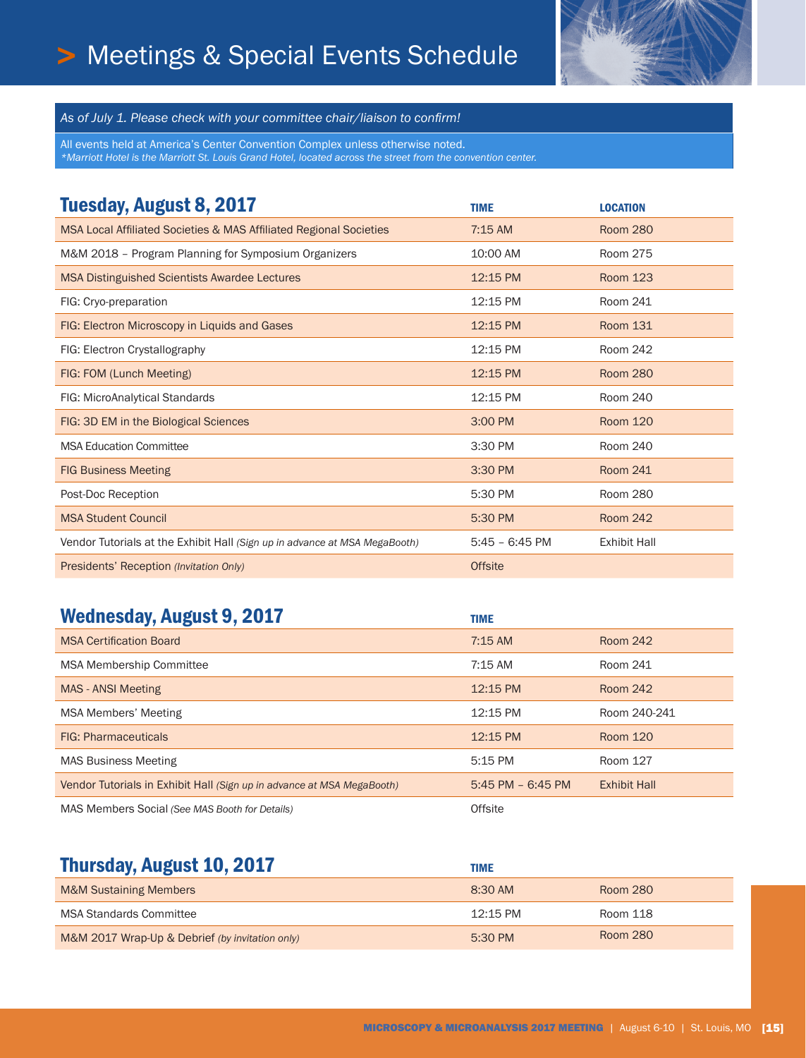# > Meetings & Special Events Schedule

*As of July 1. Please check with your committee chair/liaison to confirm!*

All events held at America's Center Convention Complex unless otherwise noted.
*\*Marriott Hotel is the Marriott St. Louis Grand Hotel, located across the street from the convention center.*

## Tuesday, August 8, 2017

| | TIME | LOCATION |
|---|---|---|
| MSA Local Affiliated Societies & MAS Affiliated Regional Societies | 7:15 AM | Room 280 |
| M&M 2018 – Program Planning for Symposium Organizers | 10:00 AM | Room 275 |
| MSA Distinguished Scientists Awardee Lectures | 12:15 PM | Room 123 |
| FIG: Cryo-preparation | 12:15 PM | Room 241 |
| FIG: Electron Microscopy in Liquids and Gases | 12:15 PM | Room 131 |
| FIG: Electron Crystallography | 12:15 PM | Room 242 |
| FIG: FOM (Lunch Meeting) | 12:15 PM | Room 280 |
| FIG: MicroAnalytical Standards | 12:15 PM | Room 240 |
| FIG: 3D EM in the Biological Sciences | 3:00 PM | Room 120 |
| MSA Education Committee | 3:30 PM | Room 240 |
| FIG Business Meeting | 3:30 PM | Room 241 |
| Post-Doc Reception | 5:30 PM | Room 280 |
| MSA Student Council | 5:30 PM | Room 242 |
| Vendor Tutorials at the Exhibit Hall *(Sign up in advance at MSA MegaBooth)* | 5:45 – 6:45 PM | Exhibit Hall |
| Presidents' Reception *(Invitation Only)* | Offsite | |

## Wednesday, August 9, 2017

| | TIME | |
|---|---|---|
| MSA Certification Board | 7:15 AM | Room 242 |
| MSA Membership Committee | 7:15 AM | Room 241 |
| MAS - ANSI Meeting | 12:15 PM | Room 242 |
| MSA Members' Meeting | 12:15 PM | Room 240-241 |
| FIG: Pharmaceuticals | 12:15 PM | Room 120 |
| MAS Business Meeting | 5:15 PM | Room 127 |
| Vendor Tutorials in Exhibit Hall *(Sign up in advance at MSA MegaBooth)* | 5:45 PM – 6:45 PM | Exhibit Hall |
| MAS Members Social *(See MAS Booth for Details)* | Offsite | |

## Thursday, August 10, 2017

| | TIME | |
|---|---|---|
| M&M Sustaining Members | 8:30 AM | Room 280 |
| MSA Standards Committee | 12:15 PM | Room 118 |
| M&M 2017 Wrap-Up & Debrief *(by invitation only)* | 5:30 PM | Room 280 |